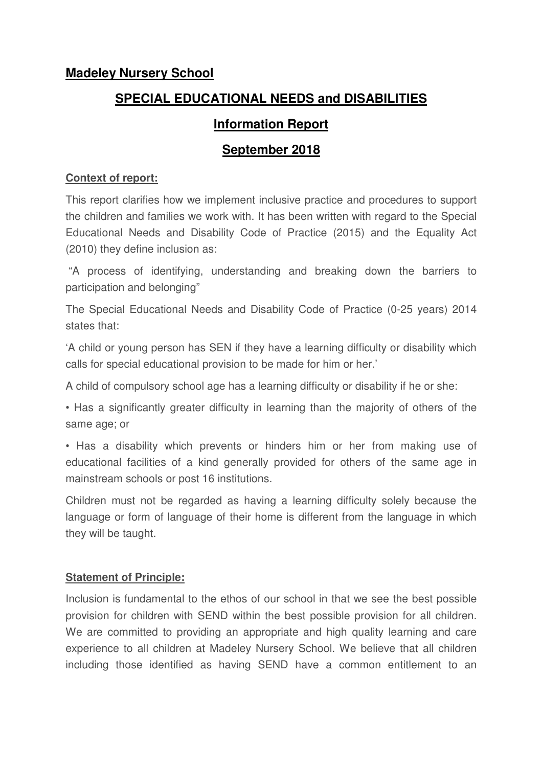**Madeley Nursery School**

# SPECIAL EDUCATIONAL NEEDS and DISABILITIES

## Information Report

## September 2018

**Context of report:**

This report clarifies how we implement inclusive practice and procedures to support the children and families we work with. It has been written with regard to the Special Educational Needs and Disability Code of Practice (2015) and the Equality Act (2010) they define inclusion as:

"A process of identifying, understanding and breaking down the barriers to participation and belonging"

The Special Educational Needs and Disability Code of Practice (0-25 years) 2014 states that:

'A child or young person has SEN if they have a learning difficulty or disability which calls for special educational provision to be made for him or her.'

A child of compulsory school age has a learning difficulty or disability if he or she:

- Has a significantly greater difficulty in learning than the majority of others of the same age; or
- Has a disability which prevents or hinders him or her from making use of educational facilities of a kind generally provided for others of the same age in mainstream schools or post 16 institutions.

Children must not be regarded as having a learning difficulty solely because the language or form of language of their home is different from the language in which they will be taught.

**Statement of Principle:**

Inclusion is fundamental to the ethos of our school in that we see the best possible provision for children with SEND within the best possible provision for all children. We are committed to providing an appropriate and high quality learning and care experience to all children at Madeley Nursery School. We believe that all children including those identified as having SEND have a common entitlement to an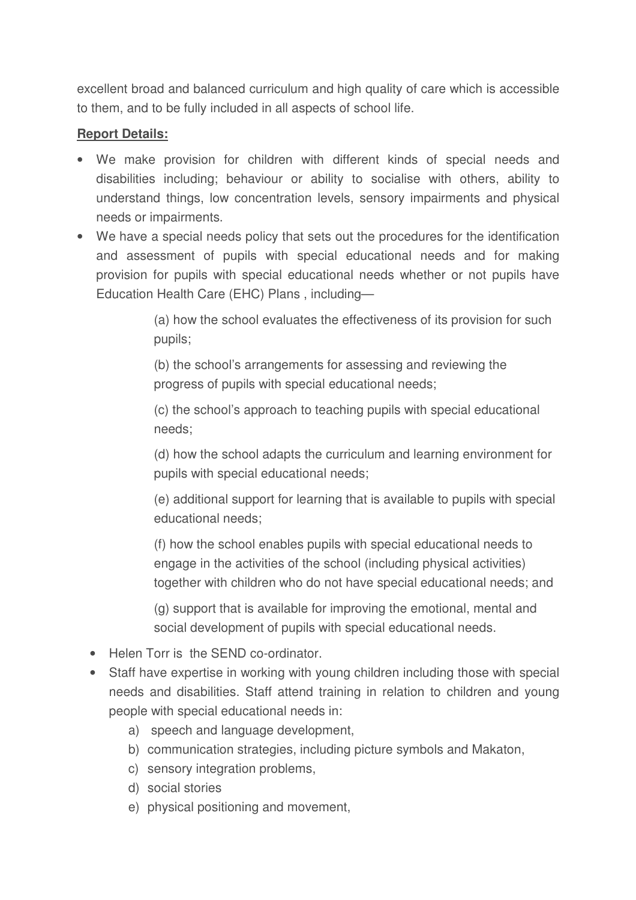excellent broad and balanced curriculum and high quality of care which is accessible to them, and to be fully included in all aspects of school life.

**Report Details:**

- We make provision for children with different kinds of special needs and disabilities including; behaviour or ability to socialise with others, ability to understand things, low concentration levels, sensory impairments and physical needs or impairments.
- We have a special needs policy that sets out the procedures for the identification and assessment of pupils with special educational needs and for making provision for pupils with special educational needs whether or not pupils have Education Health Care (EHC) Plans , including—

  (a) how the school evaluates the effectiveness of its provision for such pupils;

  (b) the school's arrangements for assessing and reviewing the progress of pupils with special educational needs;

  (c) the school's approach to teaching pupils with special educational needs;

  (d) how the school adapts the curriculum and learning environment for pupils with special educational needs;

  (e) additional support for learning that is available to pupils with special educational needs;

  (f) how the school enables pupils with special educational needs to engage in the activities of the school (including physical activities) together with children who do not have special educational needs; and

  (g) support that is available for improving the emotional, mental and social development of pupils with special educational needs.

- Helen Torr is the SEND co-ordinator.
- Staff have expertise in working with young children including those with special needs and disabilities. Staff attend training in relation to children and young people with special educational needs in:
  a) speech and language development,
  b) communication strategies, including picture symbols and Makaton,
  c) sensory integration problems,
  d) social stories
  e) physical positioning and movement,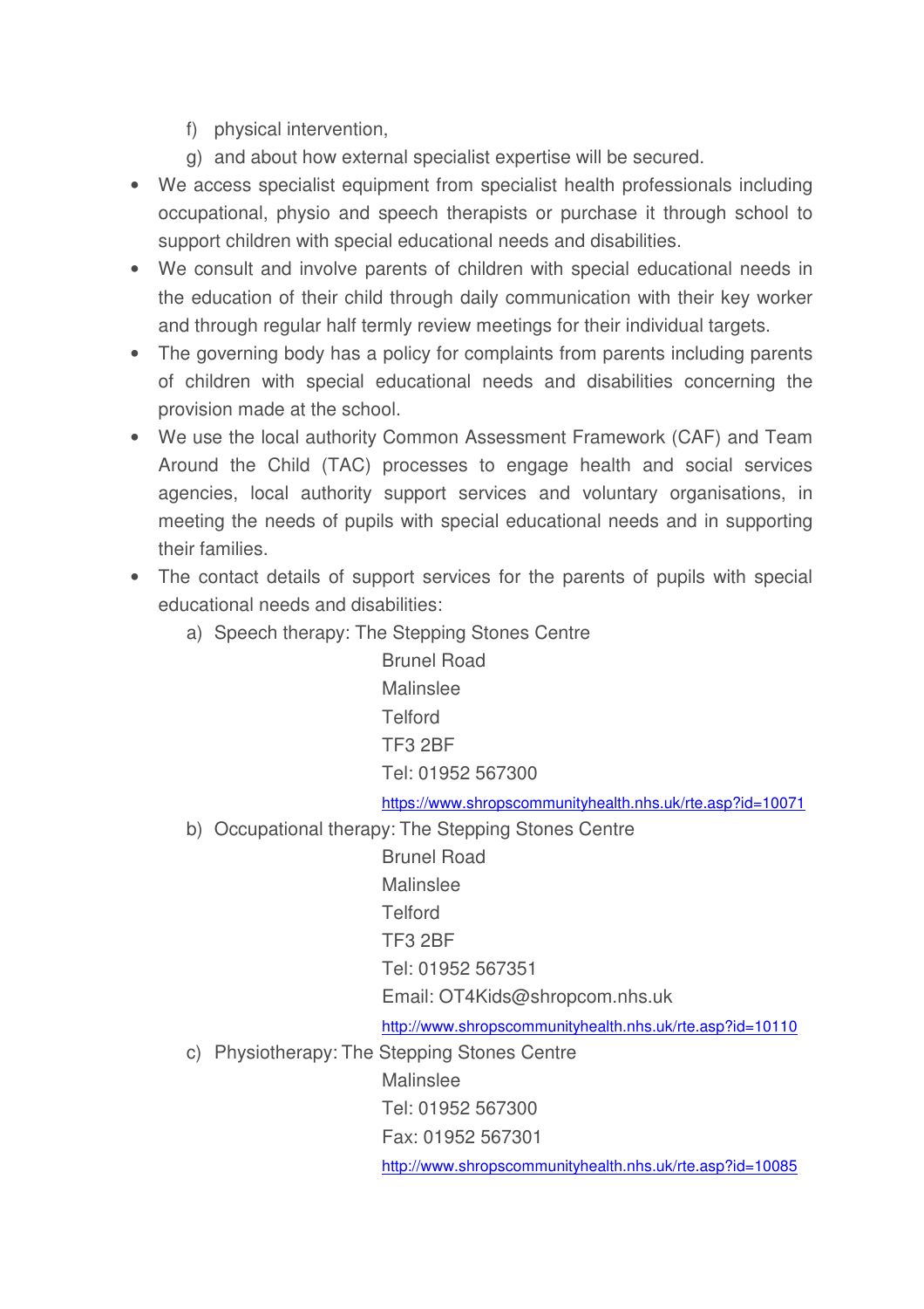f) physical intervention,
g) and about how external specialist expertise will be secured.

- We access specialist equipment from specialist health professionals including occupational, physio and speech therapists or purchase it through school to support children with special educational needs and disabilities.
- We consult and involve parents of children with special educational needs in the education of their child through daily communication with their key worker and through regular half termly review meetings for their individual targets.
- The governing body has a policy for complaints from parents including parents of children with special educational needs and disabilities concerning the provision made at the school.
- We use the local authority Common Assessment Framework (CAF) and Team Around the Child (TAC) processes to engage health and social services agencies, local authority support services and voluntary organisations, in meeting the needs of pupils with special educational needs and in supporting their families.
- The contact details of support services for the parents of pupils with special educational needs and disabilities:

a) Speech therapy: The Stepping Stones Centre
Brunel Road
Malinslee
Telford
TF3 2BF
Tel: 01952 567300
https://www.shropscommunityhealth.nhs.uk/rte.asp?id=10071

b) Occupational therapy: The Stepping Stones Centre
Brunel Road
Malinslee
Telford
TF3 2BF
Tel: 01952 567351
Email: OT4Kids@shropcom.nhs.uk
http://www.shropscommunityhealth.nhs.uk/rte.asp?id=10110

c) Physiotherapy: The Stepping Stones Centre
Malinslee
Tel: 01952 567300
Fax: 01952 567301
http://www.shropscommunityhealth.nhs.uk/rte.asp?id=10085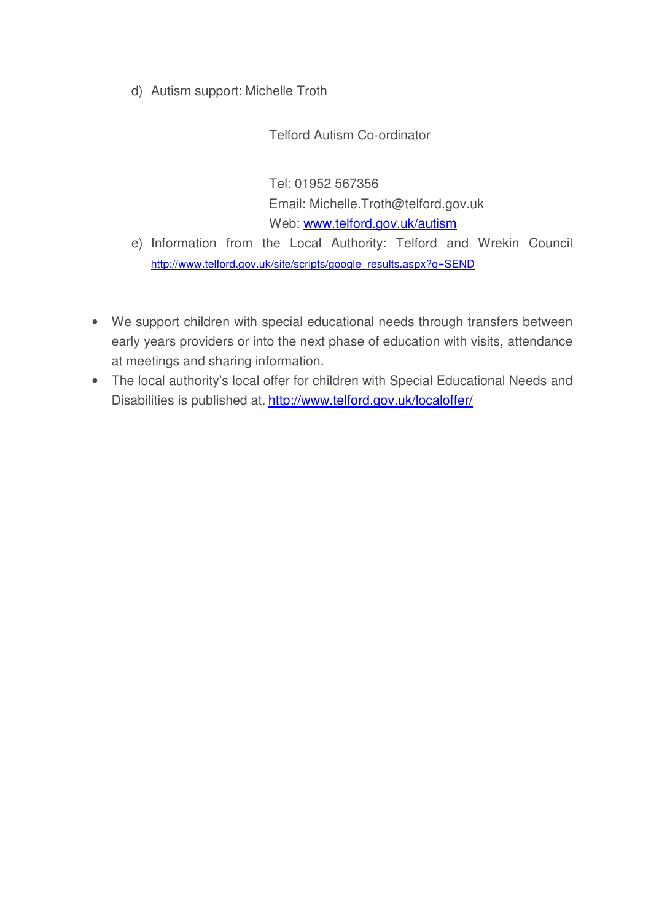d) Autism support: Michelle Troth

   Telford Autism Co-ordinator

   Tel: 01952 567356
   Email: Michelle.Troth@telford.gov.uk
   Web: [www.telford.gov.uk/autism](http://www.telford.gov.uk/autism)

e) Information from the Local Authority: Telford and Wrekin Council [http://www.telford.gov.uk/site/scripts/google_results.aspx?q=SEND](http://www.telford.gov.uk/site/scripts/google_results.aspx?q=SEND)

- We support children with special educational needs through transfers between early years providers or into the next phase of education with visits, attendance at meetings and sharing information.
- The local authority's local offer for children with Special Educational Needs and Disabilities is published at. [http://www.telford.gov.uk/localoffer/](http://www.telford.gov.uk/localoffer/)